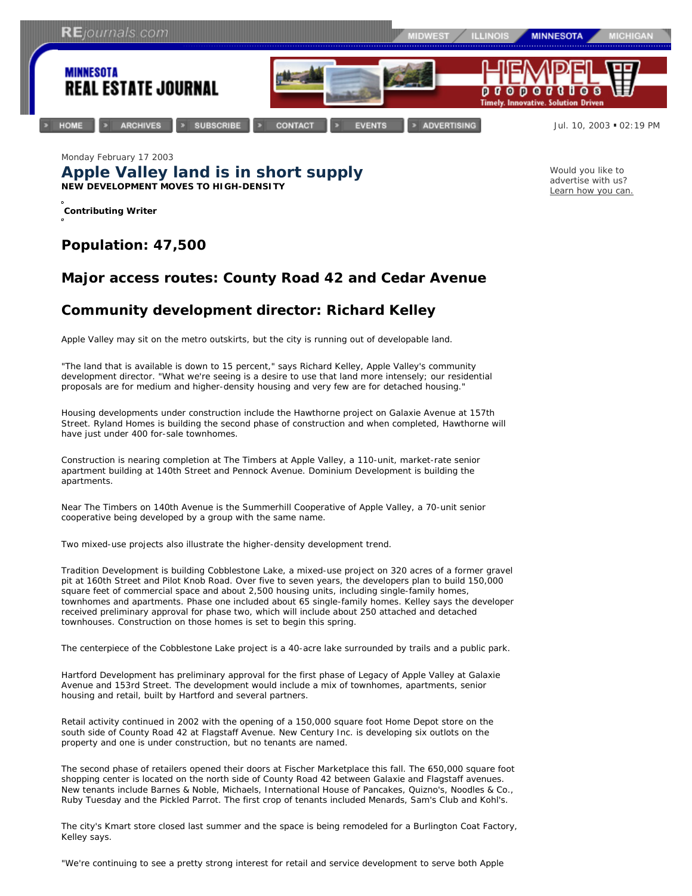Monday February 17 2003

# Apple Valley land is in short supply

**NEW DEVELOPMENT MOVES TO HIGH-DENSITY**

**Contributing Writer**

## Population: 47,500

## Major access routes: County Road 42 and Cedar Avenue

## Community development director: Richard Kelley

Apple Valley may sit on the metro outskirts, but the city is running out of developable land.

"The land that is available is down to 15 percent," says Richard Kelley, Apple Valley's community development director. "What we're seeing is a desire to use that land more intensely; our residential proposals are for medium and higher-density housing and very few are for detached housing."

Housing developments under construction include the Hawthorne project on Galaxie Avenue at 157th Street. Ryland Homes is building the second phase of construction and when completed, Hawthorne will have just under 400 for-sale townhomes.

Construction is nearing completion at The Timbers at Apple Valley, a 110-unit, market-rate senior apartment building at 140th Street and Pennock Avenue. Dominium Development is building the apartments.

Near The Timbers on 140th Avenue is the Summerhill Cooperative of Apple Valley, a 70-unit senior cooperative being developed by a group with the same name.

Two mixed-use projects also illustrate the higher-density development trend.

Tradition Development is building Cobblestone Lake, a mixed-use project on 320 acres of a former gravel pit at 160th Street and Pilot Knob Road. Over five to seven years, the developers plan to build 150,000 square feet of commercial space and about 2,500 housing units, including single-family homes, townhomes and apartments. Phase one included about 65 single-family homes. Kelley says the developer received preliminary approval for phase two, which will include about 250 attached and detached townhouses. Construction on those homes is set to begin this spring.

The centerpiece of the Cobblestone Lake project is a 40-acre lake surrounded by trails and a public park.

Hartford Development has preliminary approval for the first phase of Legacy of Apple Valley at Galaxie Avenue and 153rd Street. The development would include a mix of townhomes, apartments, senior housing and retail, built by Hartford and several partners.

Retail activity continued in 2002 with the opening of a 150,000 square foot Home Depot store on the south side of County Road 42 at Flagstaff Avenue. New Century Inc. is developing six outlots on the property and one is under construction, but no tenants are named.

The second phase of retailers opened their doors at Fischer Marketplace this fall. The 650,000 square foot shopping center is located on the north side of County Road 42 between Galaxie and Flagstaff avenues. New tenants include Barnes & Noble, Michaels, International House of Pancakes, Quizno's, Noodles & Co., Ruby Tuesday and the Pickled Parrot. The first crop of tenants included Menards, Sam's Club and Kohl's.

The city's Kmart store closed last summer and the space is being remodeled for a Burlington Coat Factory, Kelley says.

"We're continuing to see a pretty strong interest for retail and service development to serve both Apple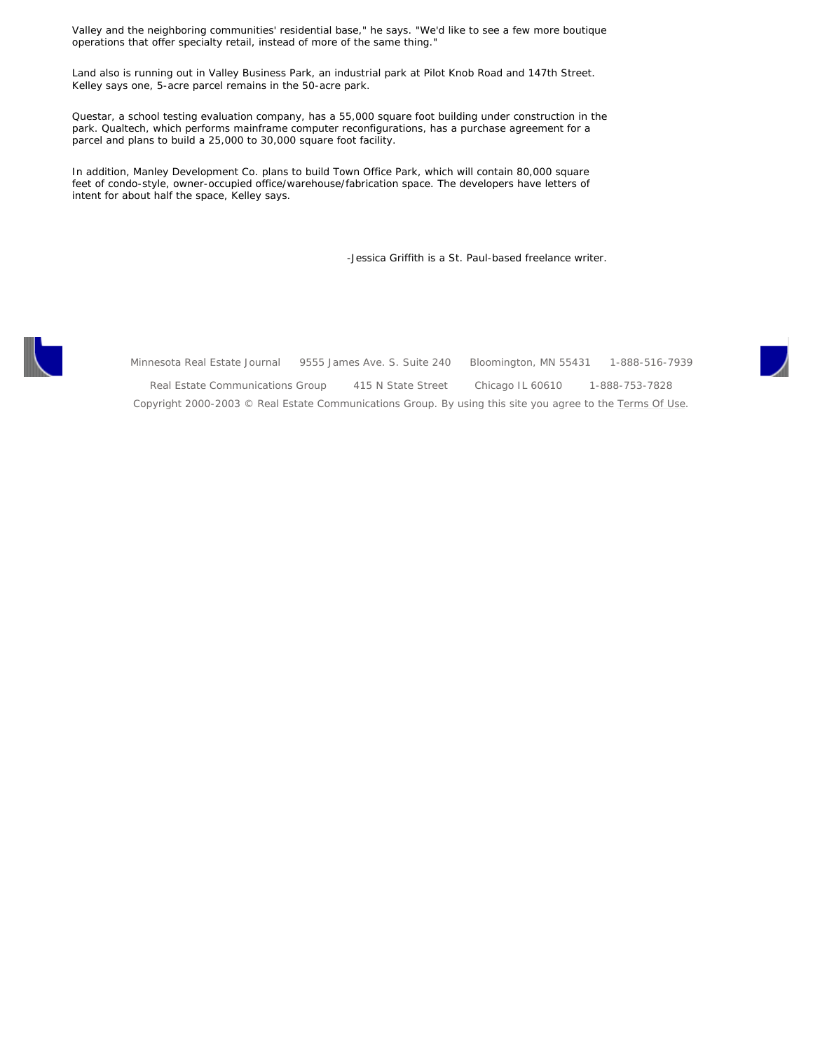Valley and the neighboring communities' residential base," he says. "We'd like to see a few more boutique operations that offer specialty retail, instead of more of the same thing."

Land also is running out in Valley Business Park, an industrial park at Pilot Knob Road and 147th Street. Kelley says one, 5-acre parcel remains in the 50-acre park.

Questar, a school testing evaluation company, has a 55,000 square foot building under construction in the park. Qualtech, which performs mainframe computer reconfigurations, has a purchase agreement for a parcel and plans to build a 25,000 to 30,000 square foot facility.

In addition, Manley Development Co. plans to build Town Office Park, which will contain 80,000 square feet of condo-style, owner-occupied office/warehouse/fabrication space. The developers have letters of intent for about half the space, Kelley says.

-Jessica Griffith is a St. Paul-based freelance writer.

Minnesota Real Estate Journal 9555 James Ave. S. Suite 240 Bloomington, MN 55431 1-888-516-7939

Real Estate Communications Group 415 N State Street Chicago IL 60610 1-888-753-7828

Copyright 2000-2003 © Real Estate Communications Group. By using this site you agree to the Terms Of Use.